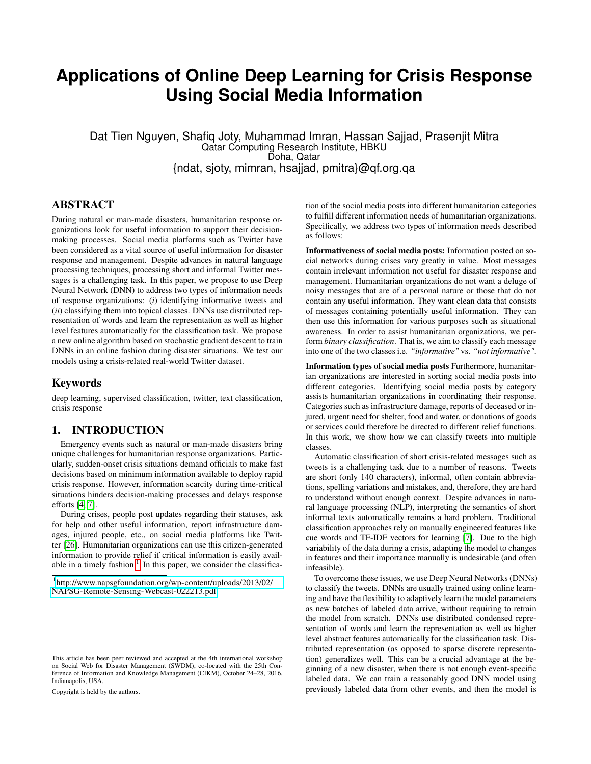# Applications of Online Deep Learning for Crisis Response Using Social Media Information

Dat Tien Nguyen, Shafiq Joty, Muhammad Imran, Hassan Sajjad, Prasenjit Mitra
Qatar Computing Research Institute, HBKU
Doha, Qatar
{ndat, sjoty, mimran, hsajjad, pmitra}@qf.org.qa

## ABSTRACT

During natural or man-made disasters, humanitarian response organizations look for useful information to support their decision-making processes. Social media platforms such as Twitter have been considered as a vital source of useful information for disaster response and management. Despite advances in natural language processing techniques, processing short and informal Twitter messages is a challenging task. In this paper, we propose to use Deep Neural Network (DNN) to address two types of information needs of response organizations: (*i*) identifying informative tweets and (*ii*) classifying them into topical classes. DNNs use distributed representation of words and learn the representation as well as higher level features automatically for the classification task. We propose a new online algorithm based on stochastic gradient descent to train DNNs in an online fashion during disaster situations. We test our models using a crisis-related real-world Twitter dataset.

## Keywords

deep learning, supervised classification, twitter, text classification, crisis response

## 1. INTRODUCTION

Emergency events such as natural or man-made disasters bring unique challenges for humanitarian response organizations. Particularly, sudden-onset crisis situations demand officials to make fast decisions based on minimum information available to deploy rapid crisis response. However, information scarcity during time-critical situations hinders decision-making processes and delays response efforts [4, 7].

During crises, people post updates regarding their statuses, ask for help and other useful information, report infrastructure damages, injured people, etc., on social media platforms like Twitter [26]. Humanitarian organizations can use this citizen-generated information to provide relief if critical information is easily available in a timely fashion.[1] In this paper, we consider the classification of the social media posts into different humanitarian categories to fulfill different information needs of humanitarian organizations. Specifically, we address two types of information needs described as follows:

**Informativeness of social media posts:** Information posted on social networks during crises vary greatly in value. Most messages contain irrelevant information not useful for disaster response and management. Humanitarian organizations do not want a deluge of noisy messages that are of a personal nature or those that do not contain any useful information. They want clean data that consists of messages containing potentially useful information. They can then use this information for various purposes such as situational awareness. In order to assist humanitarian organizations, we perform *binary classification*. That is, we aim to classify each message into one of the two classes i.e. *"informative"* vs. *"not informative"*.

**Information types of social media posts** Furthermore, humanitarian organizations are interested in sorting social media posts into different categories. Identifying social media posts by category assists humanitarian organizations in coordinating their response. Categories such as infrastructure damage, reports of deceased or injured, urgent need for shelter, food and water, or donations of goods or services could therefore be directed to different relief functions. In this work, we show how we can classify tweets into multiple classes.

Automatic classification of short crisis-related messages such as tweets is a challenging task due to a number of reasons. Tweets are short (only 140 characters), informal, often contain abbreviations, spelling variations and mistakes, and, therefore, they are hard to understand without enough context. Despite advances in natural language processing (NLP), interpreting the semantics of short informal texts automatically remains a hard problem. Traditional classification approaches rely on manually engineered features like cue words and TF-IDF vectors for learning [7]. Due to the high variability of the data during a crisis, adapting the model to changes in features and their importance manually is undesirable (and often infeasible).

To overcome these issues, we use Deep Neural Networks (DNNs) to classify the tweets. DNNs are usually trained using online learning and have the flexibility to adaptively learn the model parameters as new batches of labeled data arrive, without requiring to retrain the model from scratch. DNNs use distributed condensed representation of words and learn the representation as well as higher level abstract features automatically for the classification task. Distributed representation (as opposed to sparse discrete representation) generalizes well. This can be a crucial advantage at the beginning of a new disaster, when there is not enough event-specific labeled data. We can train a reasonably good DNN model using previously labeled data from other events, and then the model is

[1] http://www.napsgfoundation.org/wp-content/uploads/2013/02/NAPSG-Remote-Sensing-Webcast-022213.pdf

This article has been peer reviewed and accepted at the 4th international workshop on Social Web for Disaster Management (SWDM), co-located with the 25th Conference of Information and Knowledge Management (CIKM), October 24–28, 2016, Indianapolis, USA.

Copyright is held by the authors.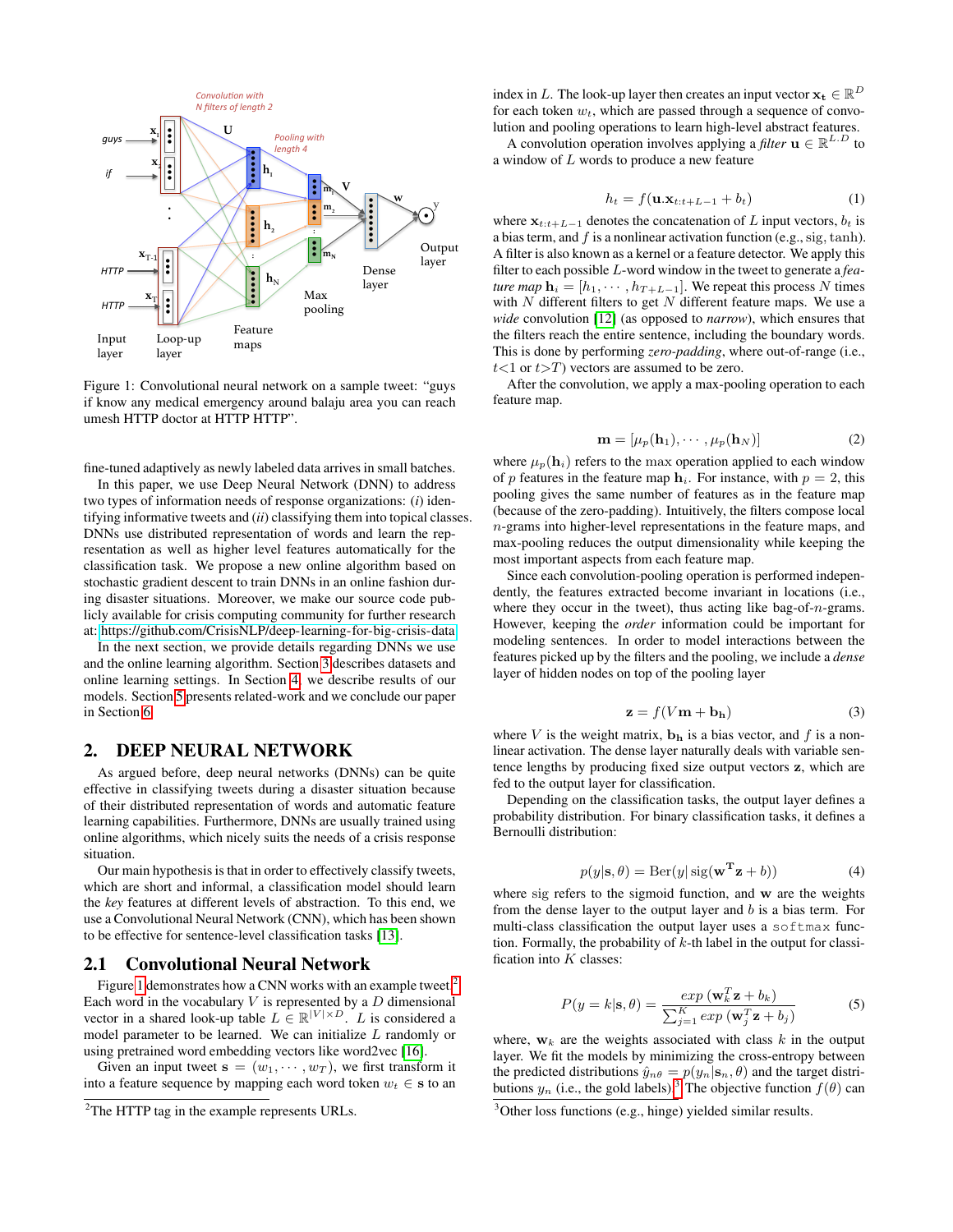Figure 1: Convolutional neural network on a sample tweet: "guys if know any medical emergency around balaju area you can reach umesh HTTP doctor at HTTP HTTP".

fine-tuned adaptively as newly labeled data arrives in small batches.

In this paper, we use Deep Neural Network (DNN) to address two types of information needs of response organizations: (*i*) identifying informative tweets and (*ii*) classifying them into topical classes. DNNs use distributed representation of words and learn the representation as well as higher level features automatically for the classification task. We propose a new online algorithm based on stochastic gradient descent to train DNNs in an online fashion during disaster situations. Moreover, we make our source code publicly available for crisis computing community for further research at: https://github.com/CrisisNLP/deep-learning-for-big-crisis-data

In the next section, we provide details regarding DNNs we use and the online learning algorithm. Section 3 describes datasets and online learning settings. In Section 4, we describe results of our models. Section 5 presents related-work and we conclude our paper in Section 6.

## 2. DEEP NEURAL NETWORK

As argued before, deep neural networks (DNNs) can be quite effective in classifying tweets during a disaster situation because of their distributed representation of words and automatic feature learning capabilities. Furthermore, DNNs are usually trained using online algorithms, which nicely suits the needs of a crisis response situation.

Our main hypothesis is that in order to effectively classify tweets, which are short and informal, a classification model should learn the *key* features at different levels of abstraction. To this end, we use a Convolutional Neural Network (CNN), which has been shown to be effective for sentence-level classification tasks [13].

### 2.1 Convolutional Neural Network

Figure 1 demonstrates how a CNN works with an example tweet.[2] Each word in the vocabulary $V$ is represented by a $D$ dimensional vector in a shared look-up table $L \in \mathbb{R}^{|V| \times D}$. $L$ is considered a model parameter to be learned. We can initialize $L$ randomly or using pretrained word embedding vectors like word2vec [16].

Given an input tweet $\mathbf{s} = (w_1, \cdots, w_T)$, we first transform it into a feature sequence by mapping each word token $w_t \in \mathbf{s}$ to an index in $L$. The look-up layer then creates an input vector $\mathbf{x_t} \in \mathbb{R}^D$ for each token $w_t$, which are passed through a sequence of convolution and pooling operations to learn high-level abstract features.

A convolution operation involves applying a *filter* $\mathbf{u} \in \mathbb{R}^{L.D}$ to a window of $L$ words to produce a new feature

$$h_t = f(\mathbf{u}.\mathbf{x}_{t:t+L-1} + b_t) \tag{1}$$

where $\mathbf{x}_{t:t+L-1}$ denotes the concatenation of $L$ input vectors, $b_t$ is a bias term, and $f$ is a nonlinear activation function (e.g., $\mathrm{sig}$, $\tanh$). A filter is also known as a kernel or a feature detector. We apply this filter to each possible $L$-word window in the tweet to generate a *feature map* $\mathbf{h}_i = [h_1, \cdots, h_{T+L-1}]$. We repeat this process $N$ times with $N$ different filters to get $N$ different feature maps. We use a *wide* convolution [12] (as opposed to *narrow*), which ensures that the filters reach the entire sentence, including the boundary words. This is done by performing *zero-padding*, where out-of-range (i.e., $t{<}1$ or $t{>}T$) vectors are assumed to be zero.

After the convolution, we apply a max-pooling operation to each feature map.

$$\mathbf{m} = [\mu_p(\mathbf{h}_1), \cdots, \mu_p(\mathbf{h}_N)] \tag{2}$$

where $\mu_p(\mathbf{h}_i)$ refers to the $\max$ operation applied to each window of $p$ features in the feature map $\mathbf{h}_i$. For instance, with $p = 2$, this pooling gives the same number of features as in the feature map (because of the zero-padding). Intuitively, the filters compose local $n$-grams into higher-level representations in the feature maps, and max-pooling reduces the output dimensionality while keeping the most important aspects from each feature map.

Since each convolution-pooling operation is performed independently, the features extracted become invariant in locations (i.e., where they occur in the tweet), thus acting like bag-of-$n$-grams. However, keeping the *order* information could be important for modeling sentences. In order to model interactions between the features picked up by the filters and the pooling, we include a *dense* layer of hidden nodes on top of the pooling layer

$$\mathbf{z} = f(V\mathbf{m} + \mathbf{b_h}) \tag{3}$$

where $V$ is the weight matrix, $\mathbf{b_h}$ is a bias vector, and $f$ is a non-linear activation. The dense layer naturally deals with variable sentence lengths by producing fixed size output vectors $\mathbf{z}$, which are fed to the output layer for classification.

Depending on the classification tasks, the output layer defines a probability distribution. For binary classification tasks, it defines a Bernoulli distribution:

$$p(y|\mathbf{s}, \theta) = \mathrm{Ber}(y|\,\mathrm{sig}(\mathbf{w^T z} + b)) \tag{4}$$

where $\mathrm{sig}$ refers to the sigmoid function, and $\mathbf{w}$ are the weights from the dense layer to the output layer and $b$ is a bias term. For multi-class classification the output layer uses a `softmax` function. Formally, the probability of $k$-th label in the output for classification into $K$ classes:

$$P(y = k|\mathbf{s}, \theta) = \frac{exp\,(\mathbf{w}_k^T\mathbf{z} + b_k)}{\sum_{j=1}^{K} exp\,(\mathbf{w}_j^T\mathbf{z} + b_j)} \tag{5}$$

where, $\mathbf{w}_k$ are the weights associated with class $k$ in the output layer. We fit the models by minimizing the cross-entropy between the predicted distributions $\hat{y}_{n\theta} = p(y_n|\mathbf{s}_n, \theta)$ and the target distributions $y_n$ (i.e., the gold labels).[3] The objective function $f(\theta)$ can

[2] The HTTP tag in the example represents URLs.

[3] Other loss functions (e.g., hinge) yielded similar results.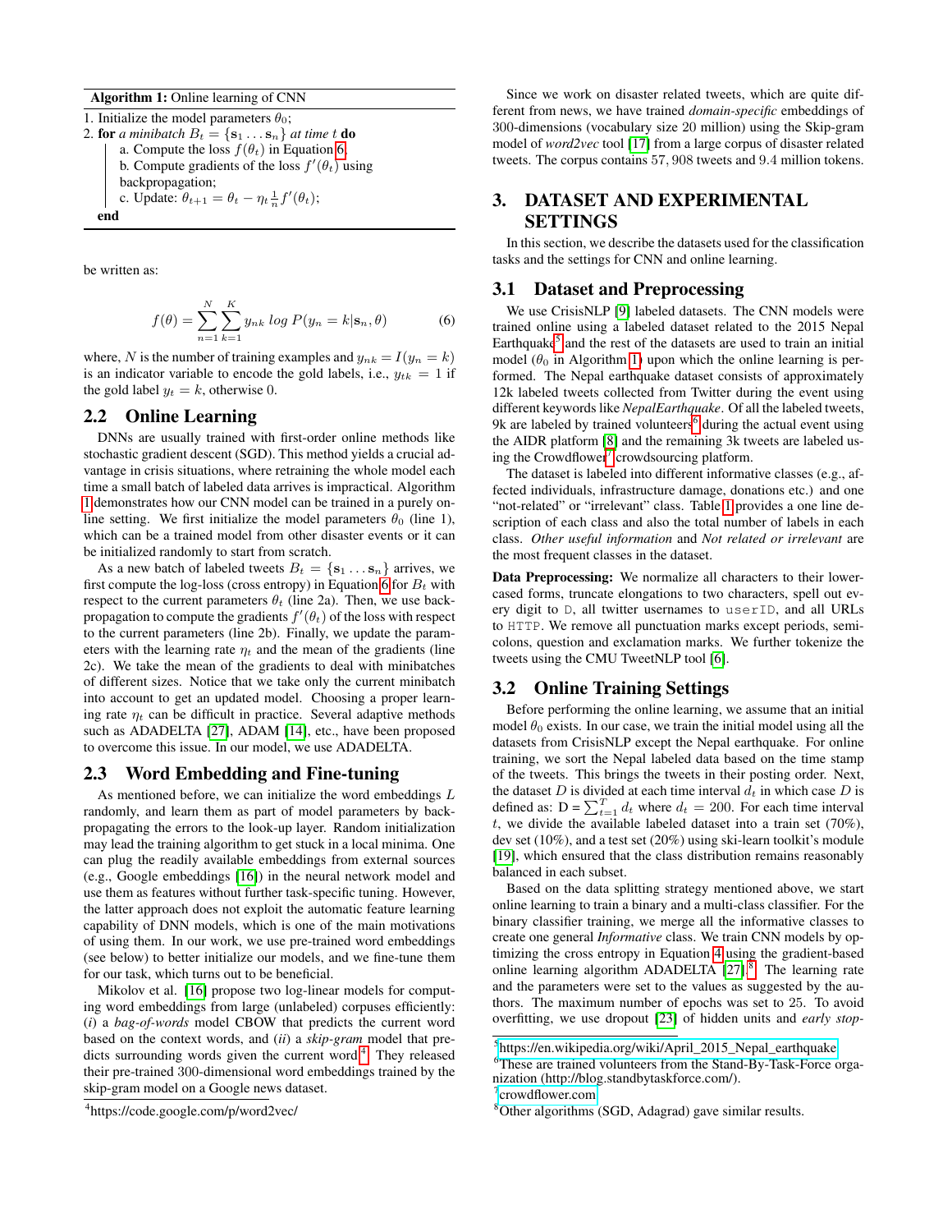**Algorithm 1:** Online learning of CNN

1. Initialize the model parameters $\theta_0$;
2. **for** *a minibatch* $B_t = \{\mathbf{s}_1 \ldots \mathbf{s}_n\}$ *at time* $t$ **do**
   - a. Compute the loss $f(\theta_t)$ in Equation 6;
   - b. Compute gradients of the loss $f'(\theta_t)$ using backpropagation;
   - c. Update: $\theta_{t+1} = \theta_t - \eta_t \frac{1}{n} f'(\theta_t)$;

**end**

be written as:

$$f(\theta) = \sum_{n=1}^{N} \sum_{k=1}^{K} y_{nk} \; log \; P(y_n = k | \mathbf{s}_n, \theta) \tag{6}$$

where, $N$ is the number of training examples and $y_{nk} = I(y_n = k)$ is an indicator variable to encode the gold labels, i.e., $y_{tk} = 1$ if the gold label $y_t = k$, otherwise 0.

## 2.2 Online Learning

DNNs are usually trained with first-order online methods like stochastic gradient descent (SGD). This method yields a crucial advantage in crisis situations, where retraining the whole model each time a small batch of labeled data arrives is impractical. Algorithm 1 demonstrates how our CNN model can be trained in a purely online setting. We first initialize the model parameters $\theta_0$ (line 1), which can be a trained model from other disaster events or it can be initialized randomly to start from scratch.

As a new batch of labeled tweets $B_t = \{\mathbf{s}_1 \ldots \mathbf{s}_n\}$ arrives, we first compute the log-loss (cross entropy) in Equation 6 for $B_t$ with respect to the current parameters $\theta_t$ (line 2a). Then, we use backpropagation to compute the gradients $f'(\theta_t)$ of the loss with respect to the current parameters (line 2b). Finally, we update the parameters with the learning rate $\eta_t$ and the mean of the gradients (line 2c). We take the mean of the gradients to deal with minibatches of different sizes. Notice that we take only the current minibatch into account to get an updated model. Choosing a proper learning rate $\eta_t$ can be difficult in practice. Several adaptive methods such as ADADELTA [27], ADAM [14], etc., have been proposed to overcome this issue. In our model, we use ADADELTA.

## 2.3 Word Embedding and Fine-tuning

As mentioned before, we can initialize the word embeddings $L$ randomly, and learn them as part of model parameters by backpropagating the errors to the look-up layer. Random initialization may lead the training algorithm to get stuck in a local minima. One can plug the readily available embeddings from external sources (e.g., Google embeddings [16]) in the neural network model and use them as features without further task-specific tuning. However, the latter approach does not exploit the automatic feature learning capability of DNN models, which is one of the main motivations of using them. In our work, we use pre-trained word embeddings (see below) to better initialize our models, and we fine-tune them for our task, which turns out to be beneficial.

Mikolov et al. [16] propose two log-linear models for computing word embeddings from large (unlabeled) corpuses efficiently: (*i*) a *bag-of-words* model CBOW that predicts the current word based on the context words, and (*ii*) a *skip-gram* model that predicts surrounding words given the current word[4]. They released their pre-trained 300-dimensional word embeddings trained by the skip-gram model on a Google news dataset.

Since we work on disaster related tweets, which are quite different from news, we have trained *domain-specific* embeddings of 300-dimensions (vocabulary size 20 million) using the Skip-gram model of *word2vec* tool [17] from a large corpus of disaster related tweets. The corpus contains 57,908 tweets and 9.4 million tokens.

# 3. DATASET AND EXPERIMENTAL SETTINGS

In this section, we describe the datasets used for the classification tasks and the settings for CNN and online learning.

## 3.1 Dataset and Preprocessing

We use CrisisNLP [9] labeled datasets. The CNN models were trained online using a labeled dataset related to the 2015 Nepal Earthquake[5] and the rest of the datasets are used to train an initial model ($\theta_0$ in Algorithm 1) upon which the online learning is performed. The Nepal earthquake dataset consists of approximately 12k labeled tweets collected from Twitter during the event using different keywords like *NepalEarthquake*. Of all the labeled tweets, 9k are labeled by trained volunteers[6] during the actual event using the AIDR platform [8] and the remaining 3k tweets are labeled using the Crowdflower[7] crowdsourcing platform.

The dataset is labeled into different informative classes (e.g., affected individuals, infrastructure damage, donations etc.) and one "not-related" or "irrelevant" class. Table 1 provides a one line description of each class and also the total number of labels in each class. *Other useful information* and *Not related or irrelevant* are the most frequent classes in the dataset.

**Data Preprocessing:** We normalize all characters to their lower-cased forms, truncate elongations to two characters, spell out every digit to `D`, all twitter usernames to `userID`, and all URLs to `HTTP`. We remove all punctuation marks except periods, semicolons, question and exclamation marks. We further tokenize the tweets using the CMU TweetNLP tool [6].

## 3.2 Online Training Settings

Before performing the online learning, we assume that an initial model $\theta_0$ exists. In our case, we train the initial model using all the datasets from CrisisNLP except the Nepal earthquake. For online training, we sort the Nepal labeled data based on the time stamp of the tweets. This brings the tweets in their posting order. Next, the dataset $D$ is divided at each time interval $d_t$ in which case $D$ is defined as: D = $\sum_{t=1}^{T} d_t$ where $d_t = 200$. For each time interval $t$, we divide the available labeled dataset into a train set (70%), dev set (10%), and a test set (20%) using ski-learn toolkit's module [19], which ensured that the class distribution remains reasonably balanced in each subset.

Based on the data splitting strategy mentioned above, we start online learning to train a binary and a multi-class classifier. For the binary classifier training, we merge all the informative classes to create one general *Informative* class. We train CNN models by optimizing the cross entropy in Equation 4 using the gradient-based online learning algorithm ADADELTA [27][8]. The learning rate and the parameters were set to the values as suggested by the authors. The maximum number of epochs was set to 25. To avoid overfitting, we use dropout [23] of hidden units and *early stop-*

[4] https://code.google.com/p/word2vec/

[5] https://en.wikipedia.org/wiki/April_2015_Nepal_earthquake

[6] These are trained volunteers from the Stand-By-Task-Force organization (http://blog.standbytaskforce.com/).

[7] crowdflower.com

[8] Other algorithms (SGD, Adagrad) gave similar results.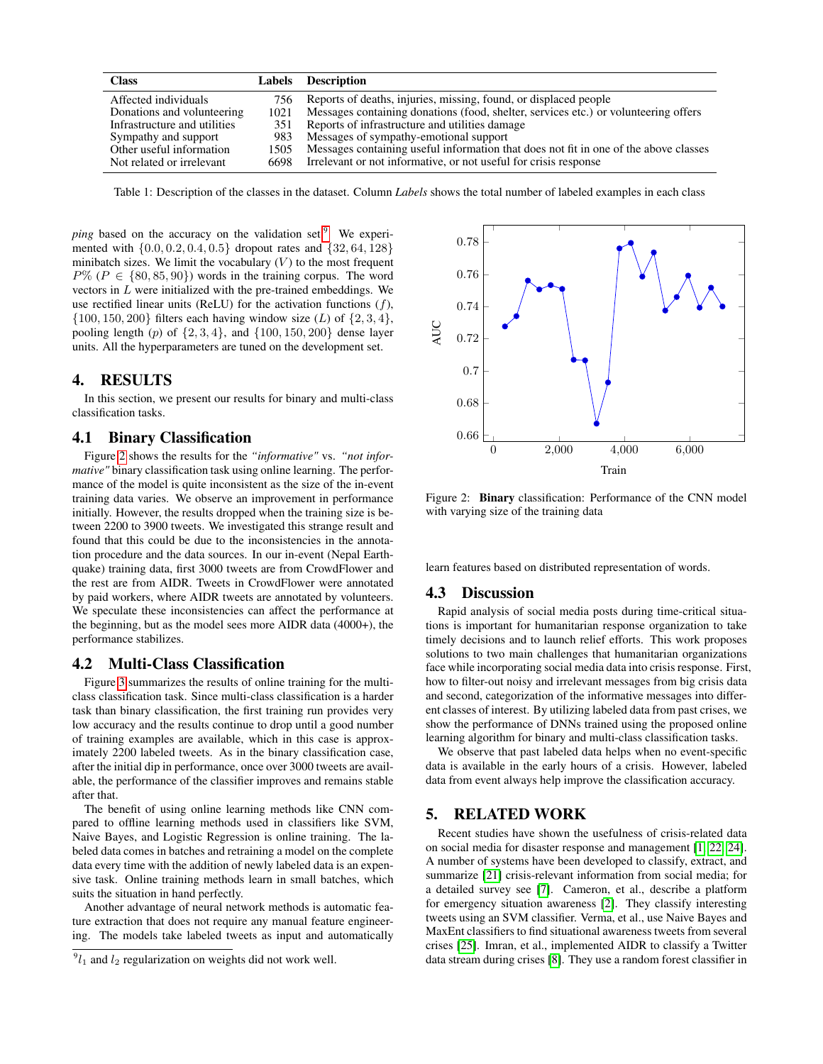| Class | Labels | Description |
|---|---|---|
| Affected individuals | 756 | Reports of deaths, injuries, missing, found, or displaced people |
| Donations and volunteering | 1021 | Messages containing donations (food, shelter, services etc.) or volunteering offers |
| Infrastructure and utilities | 351 | Reports of infrastructure and utilities damage |
| Sympathy and support | 983 | Messages of sympathy-emotional support |
| Other useful information | 1505 | Messages containing useful information that does not fit in one of the above classes |
| Not related or irrelevant | 6698 | Irrelevant or not informative, or not useful for crisis response |

Table 1: Description of the classes in the dataset. Column *Labels* shows the total number of labeled examples in each class

*ping* based on the accuracy on the validation set[9]. We experimented with $\{0.0, 0.2, 0.4, 0.5\}$ dropout rates and $\{32, 64, 128\}$ minibatch sizes. We limit the vocabulary ($V$) to the most frequent $P\%$ ($P \in \{80, 85, 90\}$) words in the training corpus. The word vectors in $L$ were initialized with the pre-trained embeddings. We use rectified linear units (ReLU) for the activation functions ($f$), $\{100, 150, 200\}$ filters each having window size ($L$) of $\{2, 3, 4\}$, pooling length ($p$) of $\{2, 3, 4\}$, and $\{100, 150, 200\}$ dense layer units. All the hyperparameters are tuned on the development set.

# 4. RESULTS

In this section, we present our results for binary and multi-class classification tasks.

## 4.1 Binary Classification

Figure 2 shows the results for the *"informative"* vs. *"not informative"* binary classification task using online learning. The performance of the model is quite inconsistent as the size of the in-event training data varies. We observe an improvement in performance initially. However, the results dropped when the training size is between 2200 to 3900 tweets. We investigated this strange result and found that this could be due to the inconsistencies in the annotation procedure and the data sources. In our in-event (Nepal Earthquake) training data, first 3000 tweets are from CrowdFlower and the rest are from AIDR. Tweets in CrowdFlower were annotated by paid workers, where AIDR tweets are annotated by volunteers. We speculate these inconsistencies can affect the performance at the beginning, but as the model sees more AIDR data (4000+), the performance stabilizes.

## 4.2 Multi-Class Classification

Figure 3 summarizes the results of online training for the multi-class classification task. Since multi-class classification is a harder task than binary classification, the first training run provides very low accuracy and the results continue to drop until a good number of training examples are available, which in this case is approximately 2200 labeled tweets. As in the binary classification case, after the initial dip in performance, once over 3000 tweets are available, the performance of the classifier improves and remains stable after that.

The benefit of using online learning methods like CNN compared to offline learning methods used in classifiers like SVM, Naive Bayes, and Logistic Regression is online training. The labeled data comes in batches and retraining a model on the complete data every time with the addition of newly labeled data is an expensive task. Online training methods learn in small batches, which suits the situation in hand perfectly.

Another advantage of neural network methods is automatic feature extraction that does not require any manual feature engineering. The models take labeled tweets as input and automatically learn features based on distributed representation of words.

[9] $l_1$ and $l_2$ regularization on weights did not work well.

Figure 2: **Binary** classification: Performance of the CNN model with varying size of the training data

## 4.3 Discussion

Rapid analysis of social media posts during time-critical situations is important for humanitarian response organization to take timely decisions and to launch relief efforts. This work proposes solutions to two main challenges that humanitarian organizations face while incorporating social media data into crisis response. First, how to filter-out noisy and irrelevant messages from big crisis data and second, categorization of the informative messages into different classes of interest. By utilizing labeled data from past crises, we show the performance of DNNs trained using the proposed online learning algorithm for binary and multi-class classification tasks.

We observe that past labeled data helps when no event-specific data is available in the early hours of a crisis. However, labeled data from event always help improve the classification accuracy.

# 5. RELATED WORK

Recent studies have shown the usefulness of crisis-related data on social media for disaster response and management [1, 22, 24]. A number of systems have been developed to classify, extract, and summarize [21] crisis-relevant information from social media; for a detailed survey see [7]. Cameron, et al., describe a platform for emergency situation awareness [2]. They classify interesting tweets using an SVM classifier. Verma, et al., use Naive Bayes and MaxEnt classifiers to find situational awareness tweets from several crises [25]. Imran, et al., implemented AIDR to classify a Twitter data stream during crises [8]. They use a random forest classifier in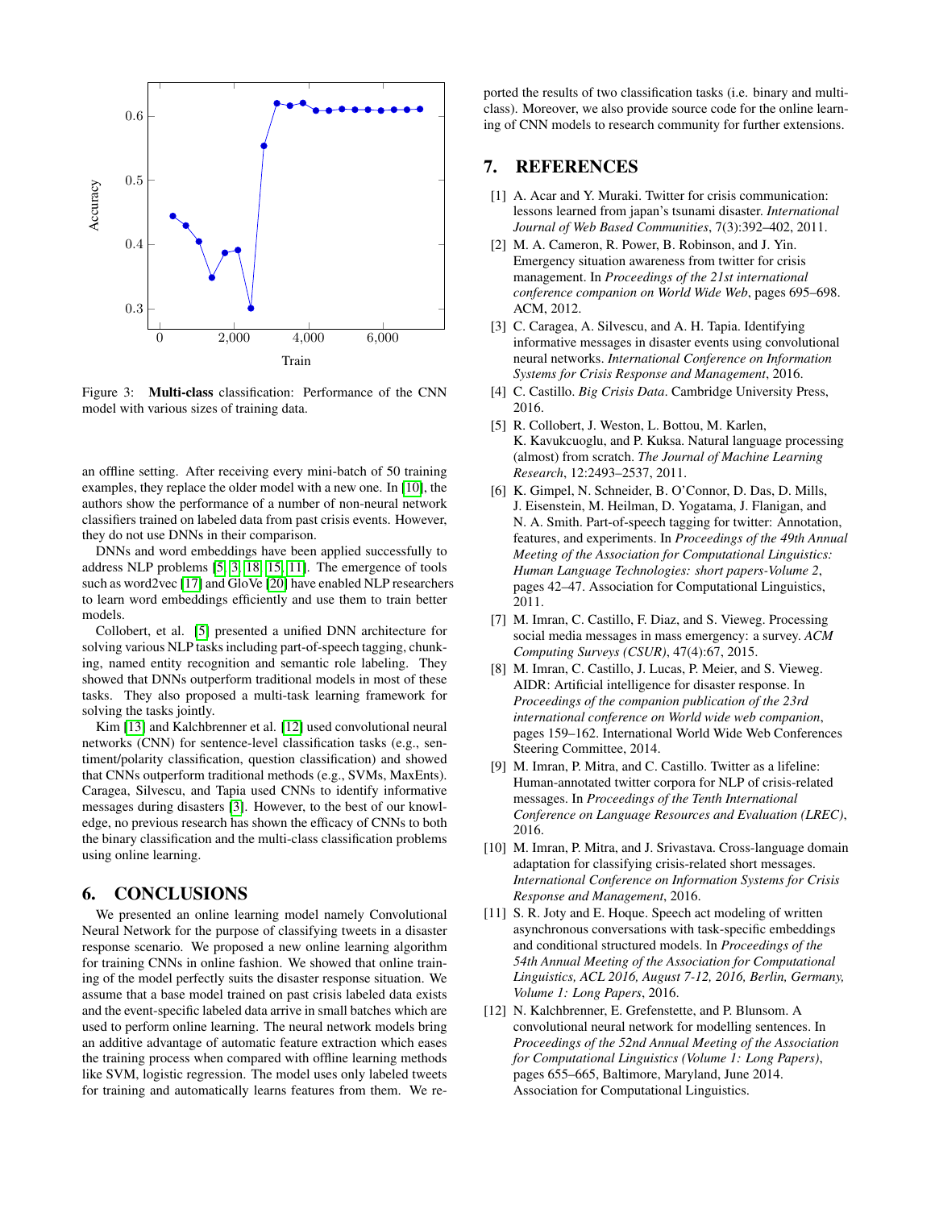Figure 3: **Multi-class** classification: Performance of the CNN model with various sizes of training data.

an offline setting. After receiving every mini-batch of 50 training examples, they replace the older model with a new one. In [10], the authors show the performance of a number of non-neural network classifiers trained on labeled data from past crisis events. However, they do not use DNNs in their comparison.

DNNs and word embeddings have been applied successfully to address NLP problems [5, 3, 18, 15, 11]. The emergence of tools such as word2vec [17] and GloVe [20] have enabled NLP researchers to learn word embeddings efficiently and use them to train better models.

Collobert, et al. [5] presented a unified DNN architecture for solving various NLP tasks including part-of-speech tagging, chunking, named entity recognition and semantic role labeling. They showed that DNNs outperform traditional models in most of these tasks. They also proposed a multi-task learning framework for solving the tasks jointly.

Kim [13] and Kalchbrenner et al. [12] used convolutional neural networks (CNN) for sentence-level classification tasks (e.g., sentiment/polarity classification, question classification) and showed that CNNs outperform traditional methods (e.g., SVMs, MaxEnts). Caragea, Silvescu, and Tapia used CNNs to identify informative messages during disasters [3]. However, to the best of our knowledge, no previous research has shown the efficacy of CNNs to both the binary classification and the multi-class classification problems using online learning.

## 6. CONCLUSIONS

We presented an online learning model namely Convolutional Neural Network for the purpose of classifying tweets in a disaster response scenario. We proposed a new online learning algorithm for training CNNs in online fashion. We showed that online training of the model perfectly suits the disaster response situation. We assume that a base model trained on past crisis labeled data exists and the event-specific labeled data arrive in small batches which are used to perform online learning. The neural network models bring an additive advantage of automatic feature extraction which eases the training process when compared with offline learning methods like SVM, logistic regression. The model uses only labeled tweets for training and automatically learns features from them. We reported the results of two classification tasks (i.e. binary and multi-class). Moreover, we also provide source code for the online learning of CNN models to research community for further extensions.

## 7. REFERENCES

[1] A. Acar and Y. Muraki. Twitter for crisis communication: lessons learned from japan's tsunami disaster. *International Journal of Web Based Communities*, 7(3):392–402, 2011.

[2] M. A. Cameron, R. Power, B. Robinson, and J. Yin. Emergency situation awareness from twitter for crisis management. In *Proceedings of the 21st international conference companion on World Wide Web*, pages 695–698. ACM, 2012.

[3] C. Caragea, A. Silvescu, and A. H. Tapia. Identifying informative messages in disaster events using convolutional neural networks. *International Conference on Information Systems for Crisis Response and Management*, 2016.

[4] C. Castillo. *Big Crisis Data*. Cambridge University Press, 2016.

[5] R. Collobert, J. Weston, L. Bottou, M. Karlen, K. Kavukcuoglu, and P. Kuksa. Natural language processing (almost) from scratch. *The Journal of Machine Learning Research*, 12:2493–2537, 2011.

[6] K. Gimpel, N. Schneider, B. O'Connor, D. Das, D. Mills, J. Eisenstein, M. Heilman, D. Yogatama, J. Flanigan, and N. A. Smith. Part-of-speech tagging for twitter: Annotation, features, and experiments. In *Proceedings of the 49th Annual Meeting of the Association for Computational Linguistics: Human Language Technologies: short papers-Volume 2*, pages 42–47. Association for Computational Linguistics, 2011.

[7] M. Imran, C. Castillo, F. Diaz, and S. Vieweg. Processing social media messages in mass emergency: a survey. *ACM Computing Surveys (CSUR)*, 47(4):67, 2015.

[8] M. Imran, C. Castillo, J. Lucas, P. Meier, and S. Vieweg. AIDR: Artificial intelligence for disaster response. In *Proceedings of the companion publication of the 23rd international conference on World wide web companion*, pages 159–162. International World Wide Web Conferences Steering Committee, 2014.

[9] M. Imran, P. Mitra, and C. Castillo. Twitter as a lifeline: Human-annotated twitter corpora for NLP of crisis-related messages. In *Proceedings of the Tenth International Conference on Language Resources and Evaluation (LREC)*, 2016.

[10] M. Imran, P. Mitra, and J. Srivastava. Cross-language domain adaptation for classifying crisis-related short messages. *International Conference on Information Systems for Crisis Response and Management*, 2016.

[11] S. R. Joty and E. Hoque. Speech act modeling of written asynchronous conversations with task-specific embeddings and conditional structured models. In *Proceedings of the 54th Annual Meeting of the Association for Computational Linguistics, ACL 2016, August 7-12, 2016, Berlin, Germany, Volume 1: Long Papers*, 2016.

[12] N. Kalchbrenner, E. Grefenstette, and P. Blunsom. A convolutional neural network for modelling sentences. In *Proceedings of the 52nd Annual Meeting of the Association for Computational Linguistics (Volume 1: Long Papers)*, pages 655–665, Baltimore, Maryland, June 2014. Association for Computational Linguistics.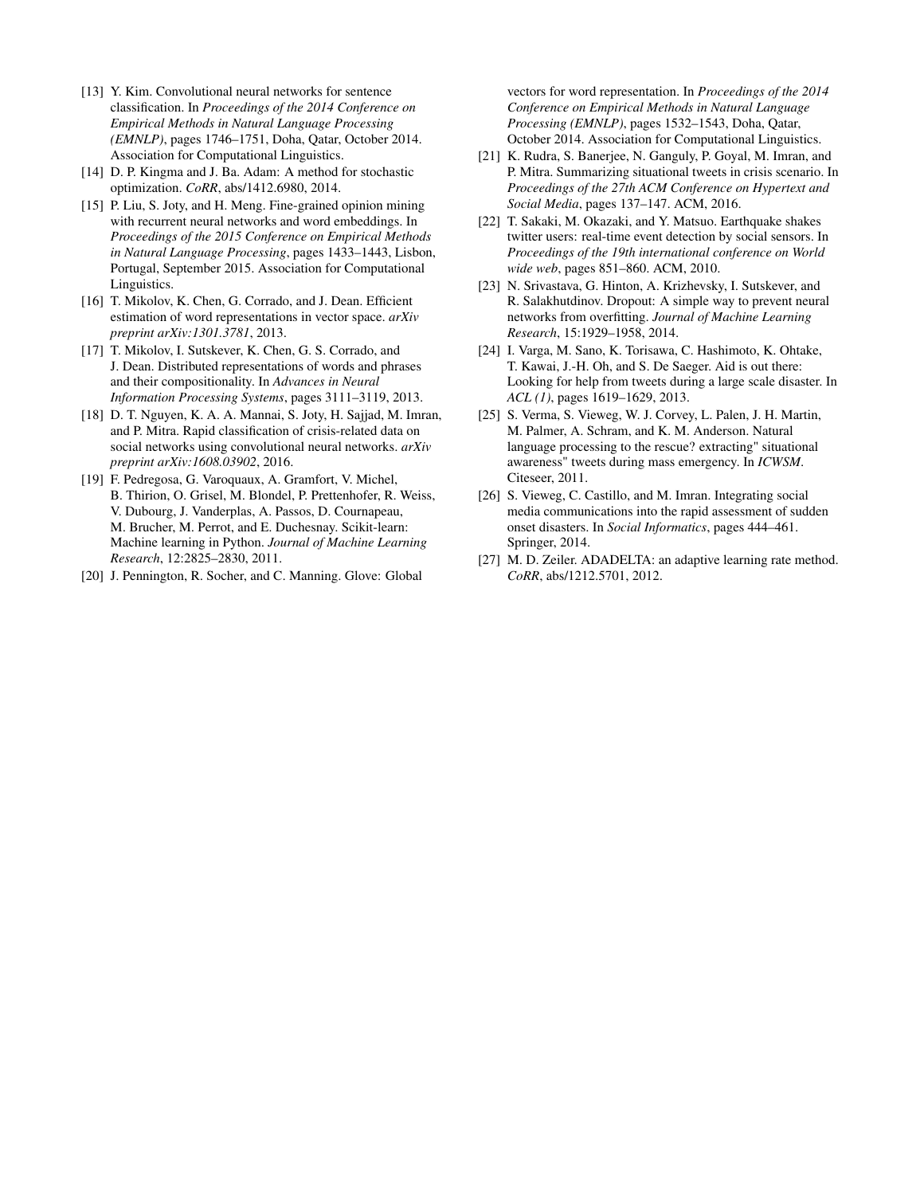[13] Y. Kim. Convolutional neural networks for sentence classification. In *Proceedings of the 2014 Conference on Empirical Methods in Natural Language Processing (EMNLP)*, pages 1746–1751, Doha, Qatar, October 2014. Association for Computational Linguistics.

[14] D. P. Kingma and J. Ba. Adam: A method for stochastic optimization. *CoRR*, abs/1412.6980, 2014.

[15] P. Liu, S. Joty, and H. Meng. Fine-grained opinion mining with recurrent neural networks and word embeddings. In *Proceedings of the 2015 Conference on Empirical Methods in Natural Language Processing*, pages 1433–1443, Lisbon, Portugal, September 2015. Association for Computational Linguistics.

[16] T. Mikolov, K. Chen, G. Corrado, and J. Dean. Efficient estimation of word representations in vector space. *arXiv preprint arXiv:1301.3781*, 2013.

[17] T. Mikolov, I. Sutskever, K. Chen, G. S. Corrado, and J. Dean. Distributed representations of words and phrases and their compositionality. In *Advances in Neural Information Processing Systems*, pages 3111–3119, 2013.

[18] D. T. Nguyen, K. A. A. Mannai, S. Joty, H. Sajjad, M. Imran, and P. Mitra. Rapid classification of crisis-related data on social networks using convolutional neural networks. *arXiv preprint arXiv:1608.03902*, 2016.

[19] F. Pedregosa, G. Varoquaux, A. Gramfort, V. Michel, B. Thirion, O. Grisel, M. Blondel, P. Prettenhofer, R. Weiss, V. Dubourg, J. Vanderplas, A. Passos, D. Cournapeau, M. Brucher, M. Perrot, and E. Duchesnay. Scikit-learn: Machine learning in Python. *Journal of Machine Learning Research*, 12:2825–2830, 2011.

[20] J. Pennington, R. Socher, and C. Manning. Glove: Global vectors for word representation. In *Proceedings of the 2014 Conference on Empirical Methods in Natural Language Processing (EMNLP)*, pages 1532–1543, Doha, Qatar, October 2014. Association for Computational Linguistics.

[21] K. Rudra, S. Banerjee, N. Ganguly, P. Goyal, M. Imran, and P. Mitra. Summarizing situational tweets in crisis scenario. In *Proceedings of the 27th ACM Conference on Hypertext and Social Media*, pages 137–147. ACM, 2016.

[22] T. Sakaki, M. Okazaki, and Y. Matsuo. Earthquake shakes twitter users: real-time event detection by social sensors. In *Proceedings of the 19th international conference on World wide web*, pages 851–860. ACM, 2010.

[23] N. Srivastava, G. Hinton, A. Krizhevsky, I. Sutskever, and R. Salakhutdinov. Dropout: A simple way to prevent neural networks from overfitting. *Journal of Machine Learning Research*, 15:1929–1958, 2014.

[24] I. Varga, M. Sano, K. Torisawa, C. Hashimoto, K. Ohtake, T. Kawai, J.-H. Oh, and S. De Saeger. Aid is out there: Looking for help from tweets during a large scale disaster. In *ACL (1)*, pages 1619–1629, 2013.

[25] S. Verma, S. Vieweg, W. J. Corvey, L. Palen, J. H. Martin, M. Palmer, A. Schram, and K. M. Anderson. Natural language processing to the rescue? extracting" situational awareness" tweets during mass emergency. In *ICWSM*. Citeseer, 2011.

[26] S. Vieweg, C. Castillo, and M. Imran. Integrating social media communications into the rapid assessment of sudden onset disasters. In *Social Informatics*, pages 444–461. Springer, 2014.

[27] M. D. Zeiler. ADADELTA: an adaptive learning rate method. *CoRR*, abs/1212.5701, 2012.